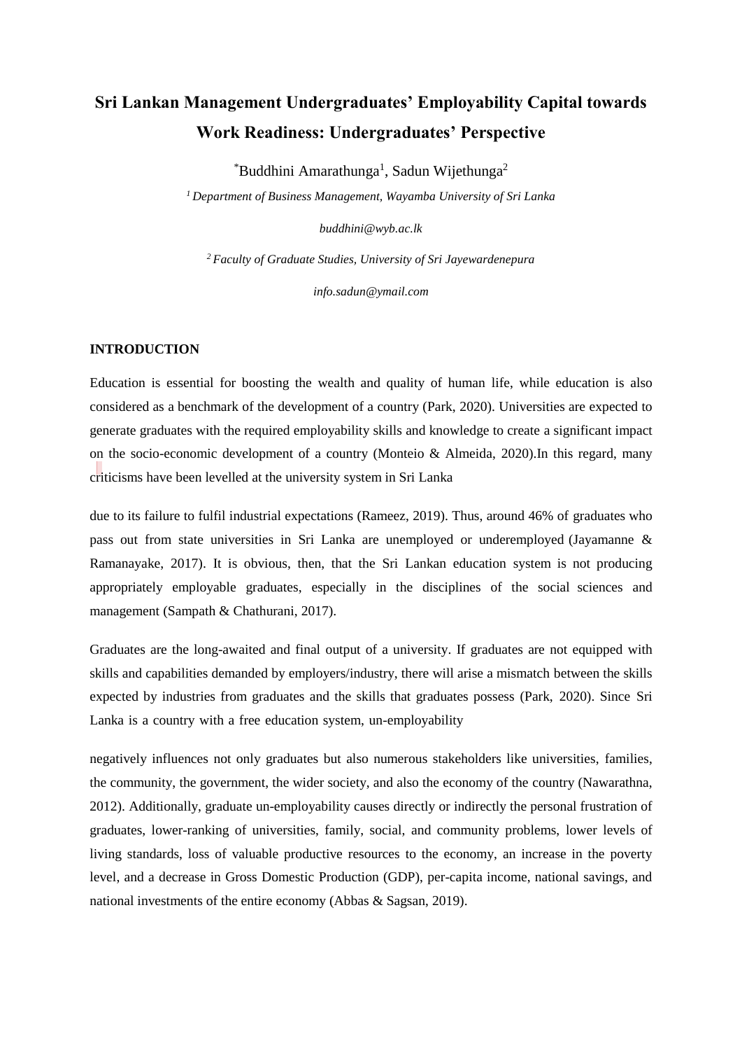# Sri Lankan Management Undergraduates' Employability Capital towards Work Readiness: Undergraduates' Perspective

*Buddhini Amarathunga[1], Sadun Wijethunga[2]

*[1] Department of Business Management, Wayamba University of Sri Lanka*

*buddhini@wyb.ac.lk*

*[2] Faculty of Graduate Studies, University of Sri Jayewardenepura*

*info.sadun@ymail.com*

## INTRODUCTION

Education is essential for boosting the wealth and quality of human life, while education is also considered as a benchmark of the development of a country (Park, 2020). Universities are expected to generate graduates with the required employability skills and knowledge to create a significant impact on the socio-economic development of a country (Monteio & Almeida, 2020).In this regard, many criticisms have been levelled at the university system in Sri Lanka due to its failure to fulfil industrial expectations (Rameez, 2019). Thus, around 46% of graduates who pass out from state universities in Sri Lanka are unemployed or underemployed (Jayamanne & Ramanayake, 2017). It is obvious, then, that the Sri Lankan education system is not producing appropriately employable graduates, especially in the disciplines of the social sciences and management (Sampath & Chathurani, 2017).

Graduates are the long-awaited and final output of a university. If graduates are not equipped with skills and capabilities demanded by employers/industry, there will arise a mismatch between the skills expected by industries from graduates and the skills that graduates possess (Park, 2020). Since Sri Lanka is a country with a free education system, un-employability negatively influences not only graduates but also numerous stakeholders like universities, families, the community, the government, the wider society, and also the economy of the country (Nawarathna, 2012). Additionally, graduate un-employability causes directly or indirectly the personal frustration of graduates, lower-ranking of universities, family, social, and community problems, lower levels of living standards, loss of valuable productive resources to the economy, an increase in the poverty level, and a decrease in Gross Domestic Production (GDP), per-capita income, national savings, and national investments of the entire economy (Abbas & Sagsan, 2019).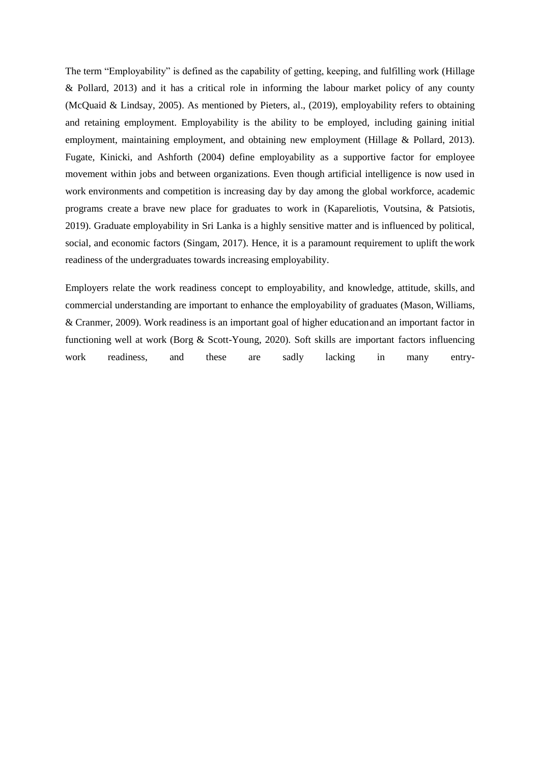The term "Employability" is defined as the capability of getting, keeping, and fulfilling work (Hillage & Pollard, 2013) and it has a critical role in informing the labour market policy of any county (McQuaid & Lindsay, 2005). As mentioned by Pieters, al., (2019), employability refers to obtaining and retaining employment. Employability is the ability to be employed, including gaining initial employment, maintaining employment, and obtaining new employment (Hillage & Pollard, 2013). Fugate, Kinicki, and Ashforth (2004) define employability as a supportive factor for employee movement within jobs and between organizations. Even though artificial intelligence is now used in work environments and competition is increasing day by day among the global workforce, academic programs create a brave new place for graduates to work in (Kapareliotis, Voutsina, & Patsiotis, 2019). Graduate employability in Sri Lanka is a highly sensitive matter and is influenced by political, social, and economic factors (Singam, 2017). Hence, it is a paramount requirement to uplift the work readiness of the undergraduates towards increasing employability.

Employers relate the work readiness concept to employability, and knowledge, attitude, skills, and commercial understanding are important to enhance the employability of graduates (Mason, Williams, & Cranmer, 2009). Work readiness is an important goal of higher education and an important factor in functioning well at work (Borg & Scott-Young, 2020). Soft skills are important factors influencing work readiness, and these are sadly lacking in many entry-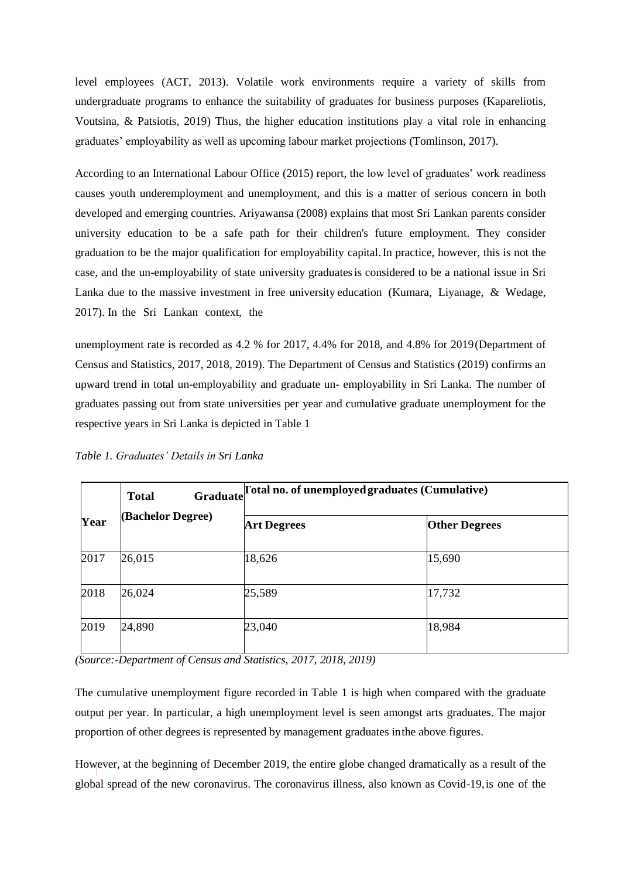level employees (ACT, 2013). Volatile work environments require a variety of skills from undergraduate programs to enhance the suitability of graduates for business purposes (Kapareliotis, Voutsina, & Patsiotis, 2019) Thus, the higher education institutions play a vital role in enhancing graduates' employability as well as upcoming labour market projections (Tomlinson, 2017).

According to an International Labour Office (2015) report, the low level of graduates' work readiness causes youth underemployment and unemployment, and this is a matter of serious concern in both developed and emerging countries. Ariyawansa (2008) explains that most Sri Lankan parents consider university education to be a safe path for their children's future employment. They consider graduation to be the major qualification for employability capital. In practice, however, this is not the case, and the un-employability of state university graduates is considered to be a national issue in Sri Lanka due to the massive investment in free university education (Kumara, Liyanage, & Wedage, 2017). In the Sri Lankan context, the

unemployment rate is recorded as 4.2 % for 2017, 4.4% for 2018, and 4.8% for 2019 (Department of Census and Statistics, 2017, 2018, 2019). The Department of Census and Statistics (2019) confirms an upward trend in total un-employability and graduate un- employability in Sri Lanka. The number of graduates passing out from state universities per year and cumulative graduate unemployment for the respective years in Sri Lanka is depicted in Table 1

*Table 1. Graduates' Details in Sri Lanka*

| Year | Total Graduate (Bachelor Degree) | Total no. of unemployed graduates (Cumulative) | |
|---|---|---|---|
| | | **Art Degrees** | **Other Degrees** |
| 2017 | 26,015 | 18,626 | 15,690 |
| 2018 | 26,024 | 25,589 | 17,732 |
| 2019 | 24,890 | 23,040 | 18,984 |

*(Source:-Department of Census and Statistics, 2017, 2018, 2019)*

The cumulative unemployment figure recorded in Table 1 is high when compared with the graduate output per year. In particular, a high unemployment level is seen amongst arts graduates. The major proportion of other degrees is represented by management graduates in the above figures.

However, at the beginning of December 2019, the entire globe changed dramatically as a result of the global spread of the new coronavirus. The coronavirus illness, also known as Covid-19, is one of the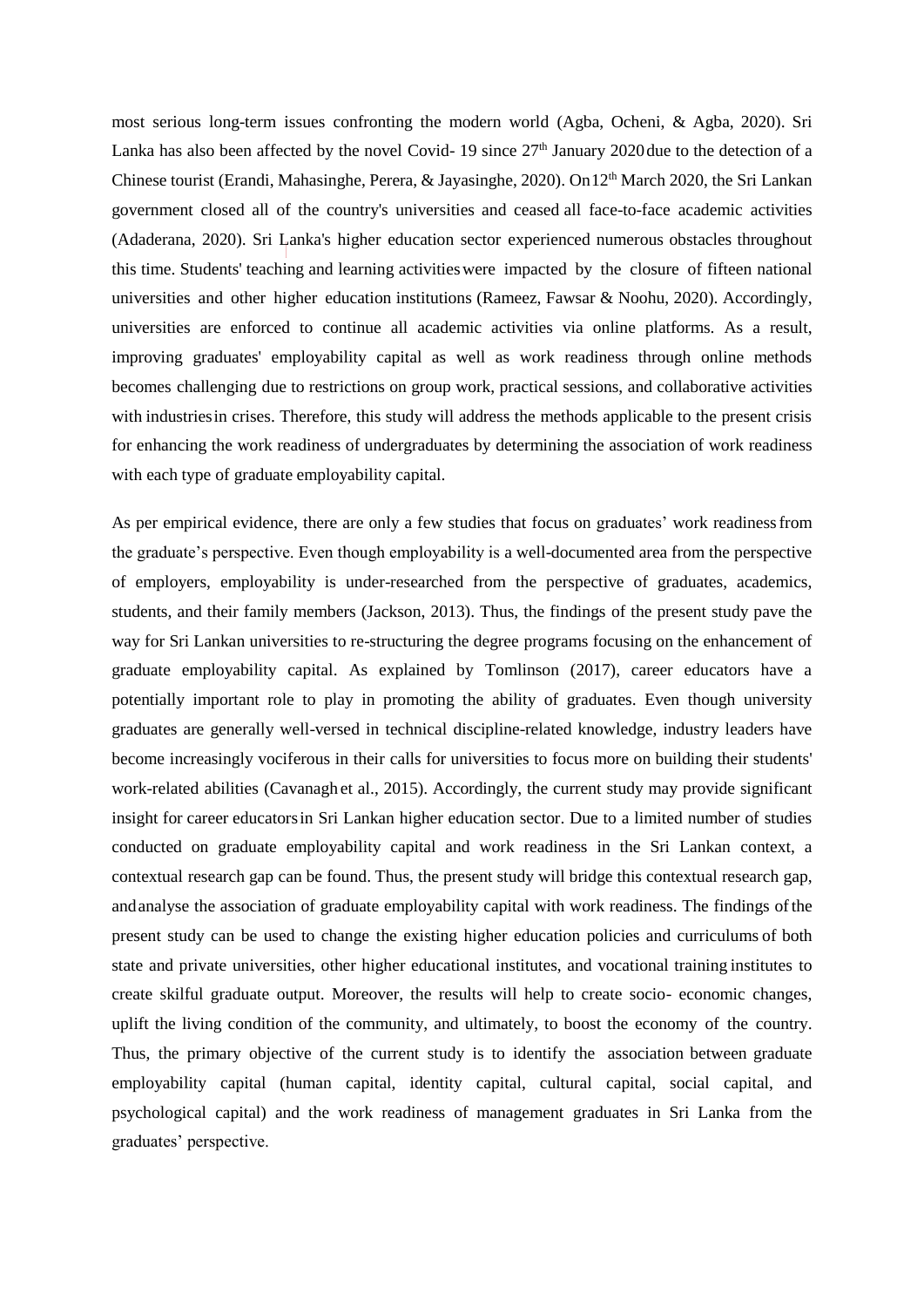most serious long-term issues confronting the modern world (Agba, Ocheni, & Agba, 2020). Sri Lanka has also been affected by the novel Covid- 19 since 27th January 2020 due to the detection of a Chinese tourist (Erandi, Mahasinghe, Perera, & Jayasinghe, 2020). On 12th March 2020, the Sri Lankan government closed all of the country's universities and ceased all face-to-face academic activities (Adaderana, 2020). Sri Lanka's higher education sector experienced numerous obstacles throughout this time. Students' teaching and learning activities were impacted by the closure of fifteen national universities and other higher education institutions (Rameez, Fawsar & Noohu, 2020). Accordingly, universities are enforced to continue all academic activities via online platforms. As a result, improving graduates' employability capital as well as work readiness through online methods becomes challenging due to restrictions on group work, practical sessions, and collaborative activities with industries in crises. Therefore, this study will address the methods applicable to the present crisis for enhancing the work readiness of undergraduates by determining the association of work readiness with each type of graduate employability capital.

As per empirical evidence, there are only a few studies that focus on graduates' work readiness from the graduate's perspective. Even though employability is a well-documented area from the perspective of employers, employability is under-researched from the perspective of graduates, academics, students, and their family members (Jackson, 2013). Thus, the findings of the present study pave the way for Sri Lankan universities to re-structuring the degree programs focusing on the enhancement of graduate employability capital. As explained by Tomlinson (2017), career educators have a potentially important role to play in promoting the ability of graduates. Even though university graduates are generally well-versed in technical discipline-related knowledge, industry leaders have become increasingly vociferous in their calls for universities to focus more on building their students' work-related abilities (Cavanagh et al., 2015). Accordingly, the current study may provide significant insight for career educators in Sri Lankan higher education sector. Due to a limited number of studies conducted on graduate employability capital and work readiness in the Sri Lankan context, a contextual research gap can be found. Thus, the present study will bridge this contextual research gap, and analyse the association of graduate employability capital with work readiness. The findings of the present study can be used to change the existing higher education policies and curriculums of both state and private universities, other higher educational institutes, and vocational training institutes to create skilful graduate output. Moreover, the results will help to create socio- economic changes, uplift the living condition of the community, and ultimately, to boost the economy of the country. Thus, the primary objective of the current study is to identify the association between graduate employability capital (human capital, identity capital, cultural capital, social capital, and psychological capital) and the work readiness of management graduates in Sri Lanka from the graduates' perspective.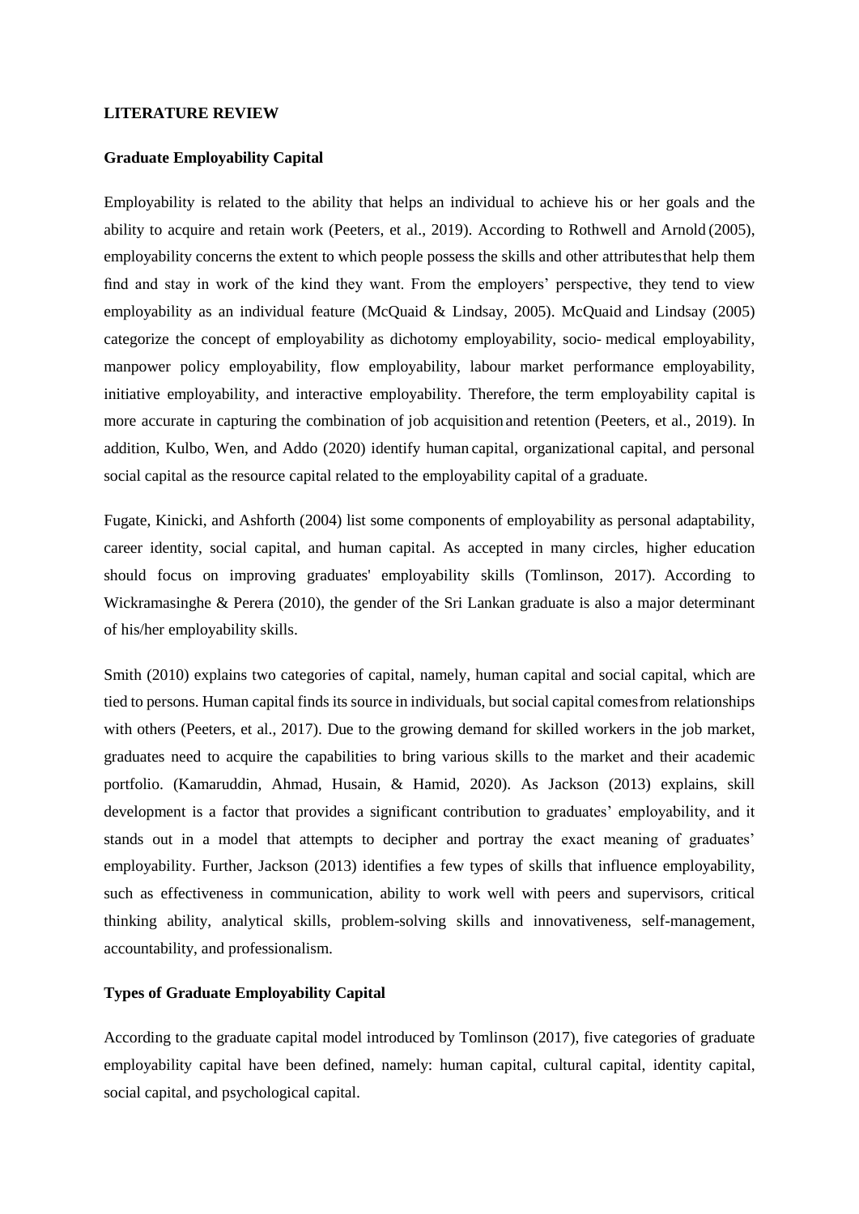**LITERATURE REVIEW**

**Graduate Employability Capital**

Employability is related to the ability that helps an individual to achieve his or her goals and the ability to acquire and retain work (Peeters, et al., 2019). According to Rothwell and Arnold (2005), employability concerns the extent to which people possess the skills and other attributes that help them find and stay in work of the kind they want. From the employers' perspective, they tend to view employability as an individual feature (McQuaid & Lindsay, 2005). McQuaid and Lindsay (2005) categorize the concept of employability as dichotomy employability, socio- medical employability, manpower policy employability, flow employability, labour market performance employability, initiative employability, and interactive employability. Therefore, the term employability capital is more accurate in capturing the combination of job acquisition and retention (Peeters, et al., 2019). In addition, Kulbo, Wen, and Addo (2020) identify human capital, organizational capital, and personal social capital as the resource capital related to the employability capital of a graduate.

Fugate, Kinicki, and Ashforth (2004) list some components of employability as personal adaptability, career identity, social capital, and human capital. As accepted in many circles, higher education should focus on improving graduates' employability skills (Tomlinson, 2017). According to Wickramasinghe & Perera (2010), the gender of the Sri Lankan graduate is also a major determinant of his/her employability skills.

Smith (2010) explains two categories of capital, namely, human capital and social capital, which are tied to persons. Human capital finds its source in individuals, but social capital comes from relationships with others (Peeters, et al., 2017). Due to the growing demand for skilled workers in the job market, graduates need to acquire the capabilities to bring various skills to the market and their academic portfolio. (Kamaruddin, Ahmad, Husain, & Hamid, 2020). As Jackson (2013) explains, skill development is a factor that provides a significant contribution to graduates' employability, and it stands out in a model that attempts to decipher and portray the exact meaning of graduates' employability. Further, Jackson (2013) identifies a few types of skills that influence employability, such as effectiveness in communication, ability to work well with peers and supervisors, critical thinking ability, analytical skills, problem-solving skills and innovativeness, self-management, accountability, and professionalism.

**Types of Graduate Employability Capital**

According to the graduate capital model introduced by Tomlinson (2017), five categories of graduate employability capital have been defined, namely: human capital, cultural capital, identity capital, social capital, and psychological capital.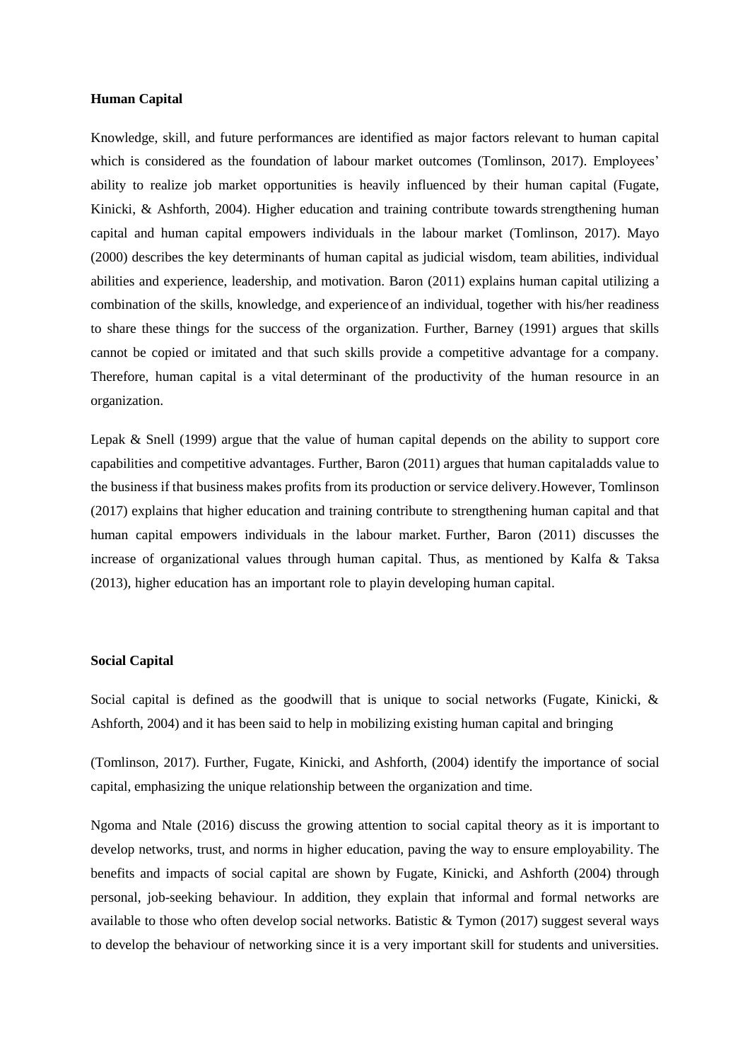**Human Capital**

Knowledge, skill, and future performances are identified as major factors relevant to human capital which is considered as the foundation of labour market outcomes (Tomlinson, 2017). Employees' ability to realize job market opportunities is heavily influenced by their human capital (Fugate, Kinicki, & Ashforth, 2004). Higher education and training contribute towards strengthening human capital and human capital empowers individuals in the labour market (Tomlinson, 2017). Mayo (2000) describes the key determinants of human capital as judicial wisdom, team abilities, individual abilities and experience, leadership, and motivation. Baron (2011) explains human capital utilizing a combination of the skills, knowledge, and experience of an individual, together with his/her readiness to share these things for the success of the organization. Further, Barney (1991) argues that skills cannot be copied or imitated and that such skills provide a competitive advantage for a company. Therefore, human capital is a vital determinant of the productivity of the human resource in an organization.

Lepak & Snell (1999) argue that the value of human capital depends on the ability to support core capabilities and competitive advantages. Further, Baron (2011) argues that human capital adds value to the business if that business makes profits from its production or service delivery. However, Tomlinson (2017) explains that higher education and training contribute to strengthening human capital and that human capital empowers individuals in the labour market. Further, Baron (2011) discusses the increase of organizational values through human capital. Thus, as mentioned by Kalfa & Taksa (2013), higher education has an important role to playin developing human capital.

**Social Capital**

Social capital is defined as the goodwill that is unique to social networks (Fugate, Kinicki, & Ashforth, 2004) and it has been said to help in mobilizing existing human capital and bringing

(Tomlinson, 2017). Further, Fugate, Kinicki, and Ashforth, (2004) identify the importance of social capital, emphasizing the unique relationship between the organization and time.

Ngoma and Ntale (2016) discuss the growing attention to social capital theory as it is important to develop networks, trust, and norms in higher education, paving the way to ensure employability. The benefits and impacts of social capital are shown by Fugate, Kinicki, and Ashforth (2004) through personal, job-seeking behaviour. In addition, they explain that informal and formal networks are available to those who often develop social networks. Batistic & Tymon (2017) suggest several ways to develop the behaviour of networking since it is a very important skill for students and universities.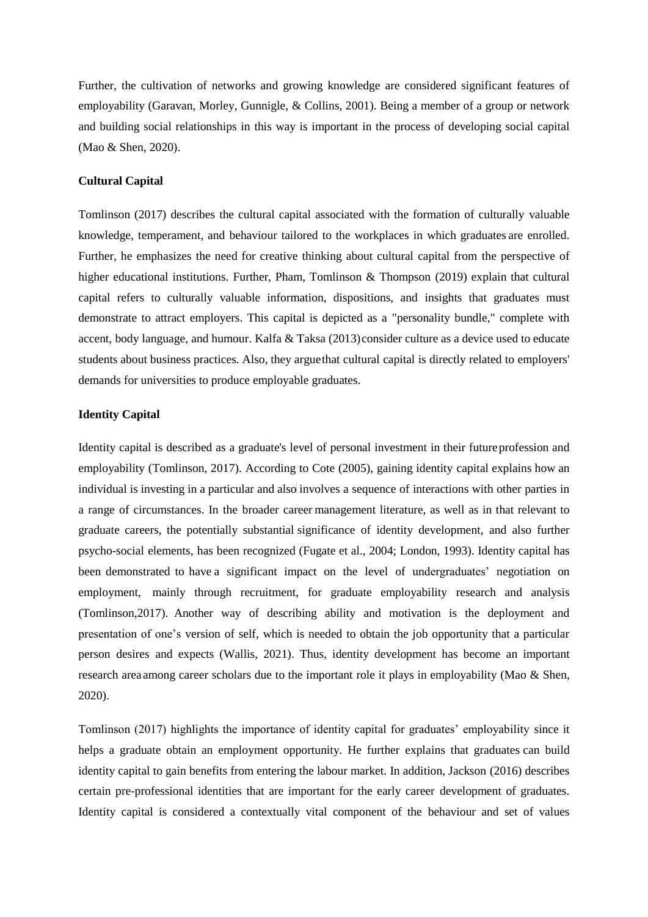Further, the cultivation of networks and growing knowledge are considered significant features of employability (Garavan, Morley, Gunnigle, & Collins, 2001). Being a member of a group or network and building social relationships in this way is important in the process of developing social capital (Mao & Shen, 2020).

**Cultural Capital**

Tomlinson (2017) describes the cultural capital associated with the formation of culturally valuable knowledge, temperament, and behaviour tailored to the workplaces in which graduates are enrolled. Further, he emphasizes the need for creative thinking about cultural capital from the perspective of higher educational institutions. Further, Pham, Tomlinson & Thompson (2019) explain that cultural capital refers to culturally valuable information, dispositions, and insights that graduates must demonstrate to attract employers. This capital is depicted as a "personality bundle," complete with accent, body language, and humour. Kalfa & Taksa (2013) consider culture as a device used to educate students about business practices. Also, they argue that cultural capital is directly related to employers' demands for universities to produce employable graduates.

**Identity Capital**

Identity capital is described as a graduate's level of personal investment in their future profession and employability (Tomlinson, 2017). According to Cote (2005), gaining identity capital explains how an individual is investing in a particular and also involves a sequence of interactions with other parties in a range of circumstances. In the broader career management literature, as well as in that relevant to graduate careers, the potentially substantial significance of identity development, and also further psycho-social elements, has been recognized (Fugate et al., 2004; London, 1993). Identity capital has been demonstrated to have a significant impact on the level of undergraduates' negotiation on employment, mainly through recruitment, for graduate employability research and analysis (Tomlinson,2017). Another way of describing ability and motivation is the deployment and presentation of one's version of self, which is needed to obtain the job opportunity that a particular person desires and expects (Wallis, 2021). Thus, identity development has become an important research area among career scholars due to the important role it plays in employability (Mao & Shen, 2020).

Tomlinson (2017) highlights the importance of identity capital for graduates' employability since it helps a graduate obtain an employment opportunity. He further explains that graduates can build identity capital to gain benefits from entering the labour market. In addition, Jackson (2016) describes certain pre-professional identities that are important for the early career development of graduates. Identity capital is considered a contextually vital component of the behaviour and set of values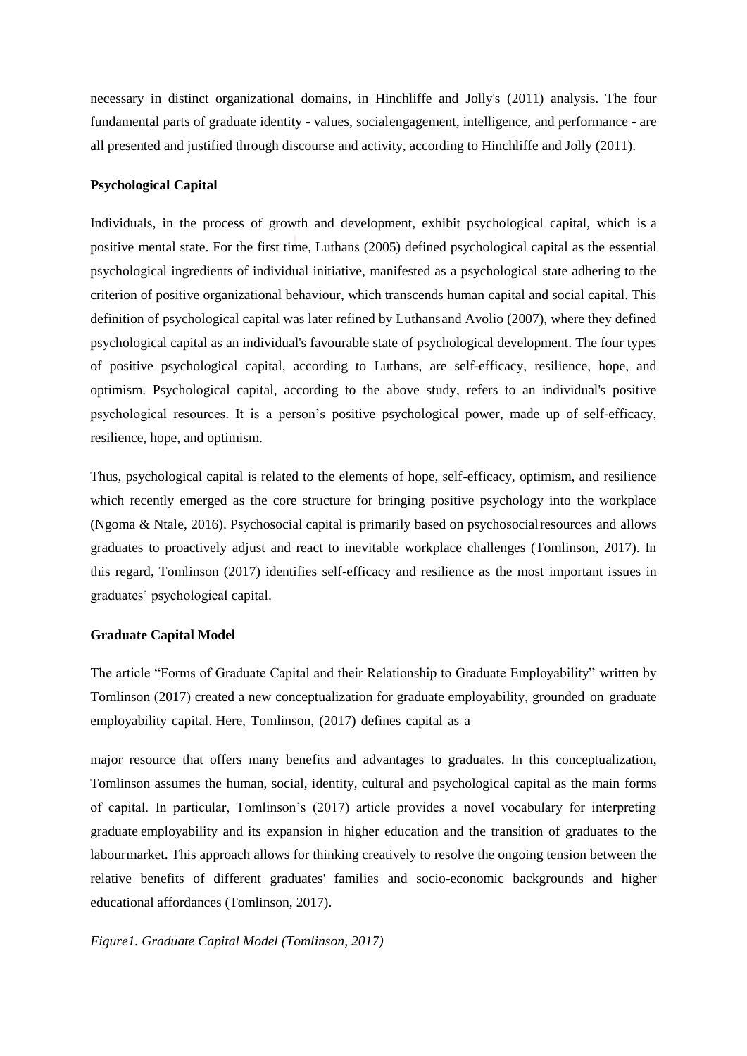necessary in distinct organizational domains, in Hinchliffe and Jolly's (2011) analysis. The four fundamental parts of graduate identity - values, social engagement, intelligence, and performance - are all presented and justified through discourse and activity, according to Hinchliffe and Jolly (2011).

**Psychological Capital**

Individuals, in the process of growth and development, exhibit psychological capital, which is a positive mental state. For the first time, Luthans (2005) defined psychological capital as the essential psychological ingredients of individual initiative, manifested as a psychological state adhering to the criterion of positive organizational behaviour, which transcends human capital and social capital. This definition of psychological capital was later refined by Luthans and Avolio (2007), where they defined psychological capital as an individual's favourable state of psychological development. The four types of positive psychological capital, according to Luthans, are self-efficacy, resilience, hope, and optimism. Psychological capital, according to the above study, refers to an individual's positive psychological resources. It is a person's positive psychological power, made up of self-efficacy, resilience, hope, and optimism.

Thus, psychological capital is related to the elements of hope, self-efficacy, optimism, and resilience which recently emerged as the core structure for bringing positive psychology into the workplace (Ngoma & Ntale, 2016). Psychosocial capital is primarily based on psychosocial resources and allows graduates to proactively adjust and react to inevitable workplace challenges (Tomlinson, 2017). In this regard, Tomlinson (2017) identifies self-efficacy and resilience as the most important issues in graduates' psychological capital.

**Graduate Capital Model**

The article "Forms of Graduate Capital and their Relationship to Graduate Employability" written by Tomlinson (2017) created a new conceptualization for graduate employability, grounded on graduate employability capital. Here, Tomlinson, (2017) defines capital as a

major resource that offers many benefits and advantages to graduates. In this conceptualization, Tomlinson assumes the human, social, identity, cultural and psychological capital as the main forms of capital. In particular, Tomlinson's (2017) article provides a novel vocabulary for interpreting graduate employability and its expansion in higher education and the transition of graduates to the labour market. This approach allows for thinking creatively to resolve the ongoing tension between the relative benefits of different graduates' families and socio-economic backgrounds and higher educational affordances (Tomlinson, 2017).

*Figure1. Graduate Capital Model (Tomlinson, 2017)*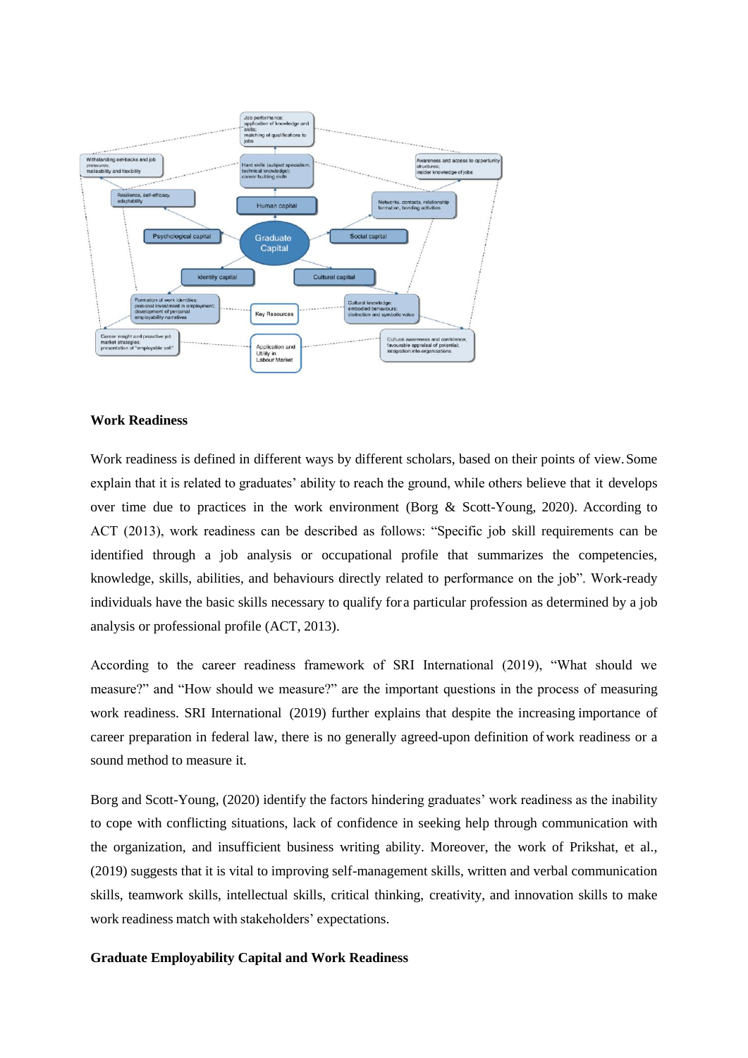## Work Readiness

Work readiness is defined in different ways by different scholars, based on their points of view. Some explain that it is related to graduates' ability to reach the ground, while others believe that it develops over time due to practices in the work environment (Borg & Scott-Young, 2020). According to ACT (2013), work readiness can be described as follows: "Specific job skill requirements can be identified through a job analysis or occupational profile that summarizes the competencies, knowledge, skills, abilities, and behaviours directly related to performance on the job". Work-ready individuals have the basic skills necessary to qualify for a particular profession as determined by a job analysis or professional profile (ACT, 2013).

According to the career readiness framework of SRI International (2019), "What should we measure?" and "How should we measure?" are the important questions in the process of measuring work readiness. SRI International (2019) further explains that despite the increasing importance of career preparation in federal law, there is no generally agreed-upon definition of work readiness or a sound method to measure it.

Borg and Scott-Young, (2020) identify the factors hindering graduates' work readiness as the inability to cope with conflicting situations, lack of confidence in seeking help through communication with the organization, and insufficient business writing ability. Moreover, the work of Prikshat, et al., (2019) suggests that it is vital to improving self-management skills, written and verbal communication skills, teamwork skills, intellectual skills, critical thinking, creativity, and innovation skills to make work readiness match with stakeholders' expectations.

## Graduate Employability Capital and Work Readiness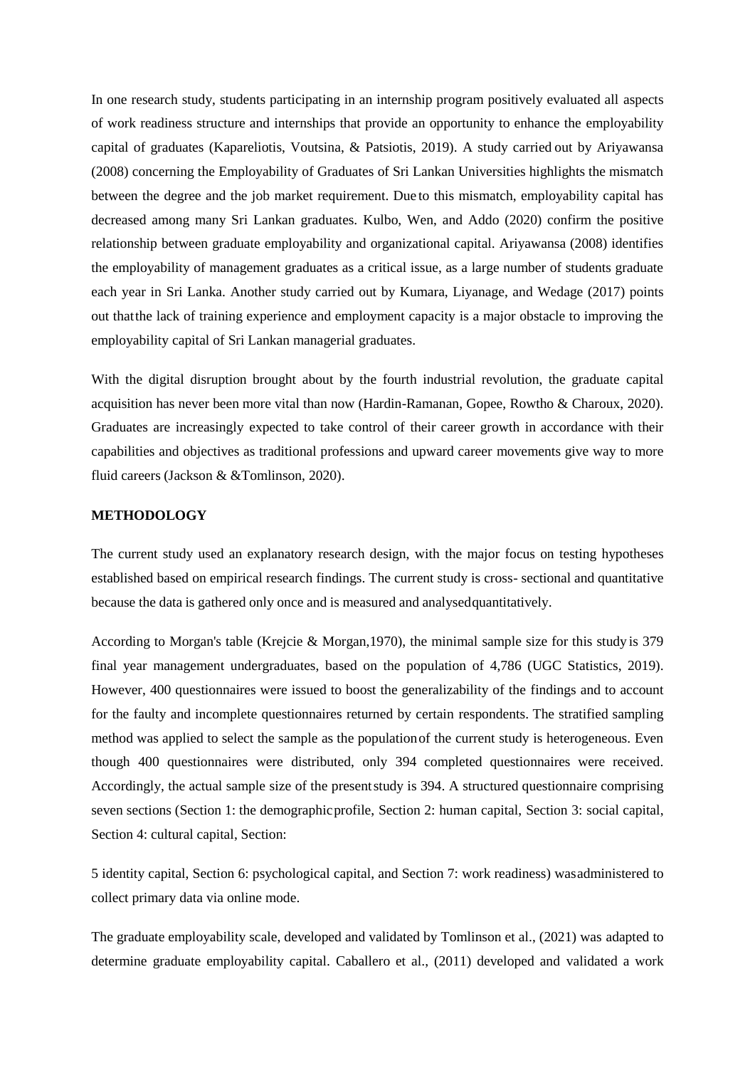In one research study, students participating in an internship program positively evaluated all aspects of work readiness structure and internships that provide an opportunity to enhance the employability capital of graduates (Kapareliotis, Voutsina, & Patsiotis, 2019). A study carried out by Ariyawansa (2008) concerning the Employability of Graduates of Sri Lankan Universities highlights the mismatch between the degree and the job market requirement. Due to this mismatch, employability capital has decreased among many Sri Lankan graduates. Kulbo, Wen, and Addo (2020) confirm the positive relationship between graduate employability and organizational capital. Ariyawansa (2008) identifies the employability of management graduates as a critical issue, as a large number of students graduate each year in Sri Lanka. Another study carried out by Kumara, Liyanage, and Wedage (2017) points out that the lack of training experience and employment capacity is a major obstacle to improving the employability capital of Sri Lankan managerial graduates.

With the digital disruption brought about by the fourth industrial revolution, the graduate capital acquisition has never been more vital than now (Hardin-Ramanan, Gopee, Rowtho & Charoux, 2020). Graduates are increasingly expected to take control of their career growth in accordance with their capabilities and objectives as traditional professions and upward career movements give way to more fluid careers (Jackson & &Tomlinson, 2020).

## METHODOLOGY

The current study used an explanatory research design, with the major focus on testing hypotheses established based on empirical research findings. The current study is cross- sectional and quantitative because the data is gathered only once and is measured and analysed quantitatively.

According to Morgan's table (Krejcie & Morgan,1970), the minimal sample size for this study is 379 final year management undergraduates, based on the population of 4,786 (UGC Statistics, 2019). However, 400 questionnaires were issued to boost the generalizability of the findings and to account for the faulty and incomplete questionnaires returned by certain respondents. The stratified sampling method was applied to select the sample as the population of the current study is heterogeneous. Even though 400 questionnaires were distributed, only 394 completed questionnaires were received. Accordingly, the actual sample size of the present study is 394. A structured questionnaire comprising seven sections (Section 1: the demographic profile, Section 2: human capital, Section 3: social capital, Section 4: cultural capital, Section:

5 identity capital, Section 6: psychological capital, and Section 7: work readiness) was administered to collect primary data via online mode.

The graduate employability scale, developed and validated by Tomlinson et al., (2021) was adapted to determine graduate employability capital. Caballero et al., (2011) developed and validated a work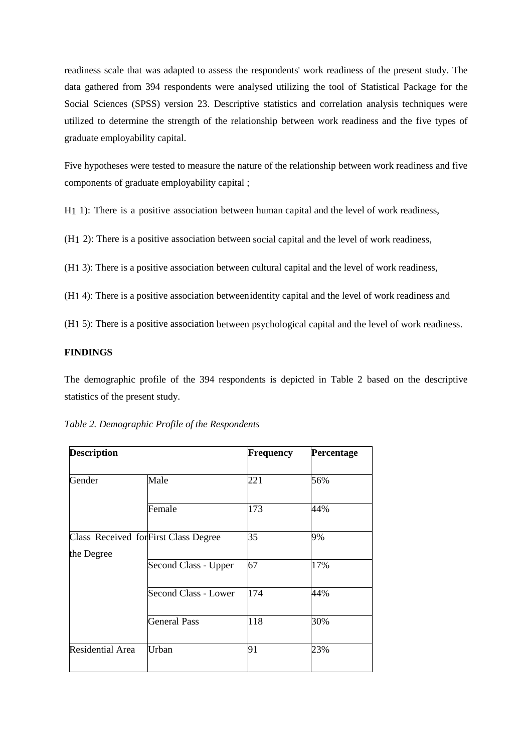readiness scale that was adapted to assess the respondents' work readiness of the present study. The data gathered from 394 respondents were analysed utilizing the tool of Statistical Package for the Social Sciences (SPSS) version 23. Descriptive statistics and correlation analysis techniques were utilized to determine the strength of the relationship between work readiness and the five types of graduate employability capital.

Five hypotheses were tested to measure the nature of the relationship between work readiness and five components of graduate employability capital ;

H1 1): There is a positive association between human capital and the level of work readiness,

(H1 2): There is a positive association between social capital and the level of work readiness,

(H1 3): There is a positive association between cultural capital and the level of work readiness,

(H1 4): There is a positive association between identity capital and the level of work readiness and

(H1 5): There is a positive association between psychological capital and the level of work readiness.

**FINDINGS**

The demographic profile of the 394 respondents is depicted in Table 2 based on the descriptive statistics of the present study.

*Table 2. Demographic Profile of the Respondents*

| **Description** | | **Frequency** | **Percentage** |
|---|---|---|---|
| Gender | Male | 221 | 56% |
| | Female | 173 | 44% |
| Class Received for the Degree | First Class Degree | 35 | 9% |
| | Second Class - Upper | 67 | 17% |
| | Second Class - Lower | 174 | 44% |
| | General Pass | 118 | 30% |
| Residential Area | Urban | 91 | 23% |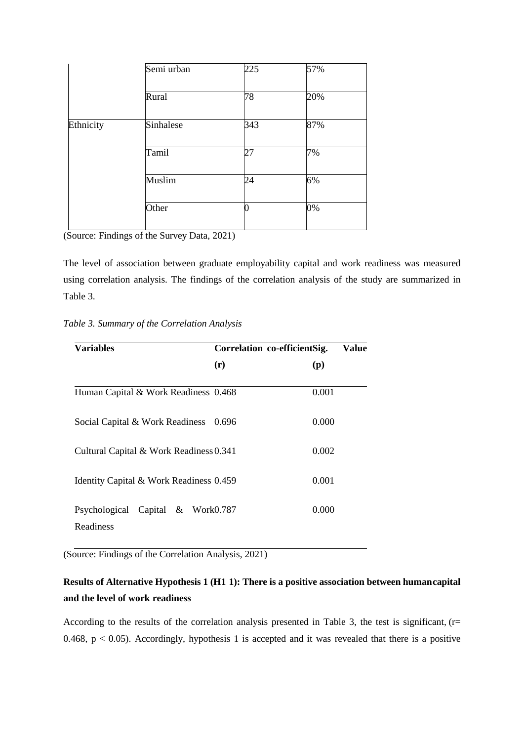|  | Semi urban | 225 | 57% |
|---|---|---|---|
|  | Rural | 78 | 20% |
| Ethnicity | Sinhalese | 343 | 87% |
|  | Tamil | 27 | 7% |
|  | Muslim | 24 | 6% |
|  | Other | 0 | 0% |

(Source: Findings of the Survey Data, 2021)

The level of association between graduate employability capital and work readiness was measured using correlation analysis. The findings of the correlation analysis of the study are summarized in Table 3.

*Table 3. Summary of the Correlation Analysis*

| **Variables** | **Correlation co-efficient (r)** | **Sig. Value (p)** |
|---|---|---|
| Human Capital & Work Readiness | 0.468 | 0.001 |
| Social Capital & Work Readiness | 0.696 | 0.000 |
| Cultural Capital & Work Readiness | 0.341 | 0.002 |
| Identity Capital & Work Readiness | 0.459 | 0.001 |
| Psychological Capital & Work Readiness | 0.787 | 0.000 |

(Source: Findings of the Correlation Analysis, 2021)

**Results of Alternative Hypothesis 1 (H1 1): There is a positive association between human capital and the level of work readiness**

According to the results of the correlation analysis presented in Table 3, the test is significant, ($r = 0.468$, $p < 0.05$). Accordingly, hypothesis 1 is accepted and it was revealed that there is a positive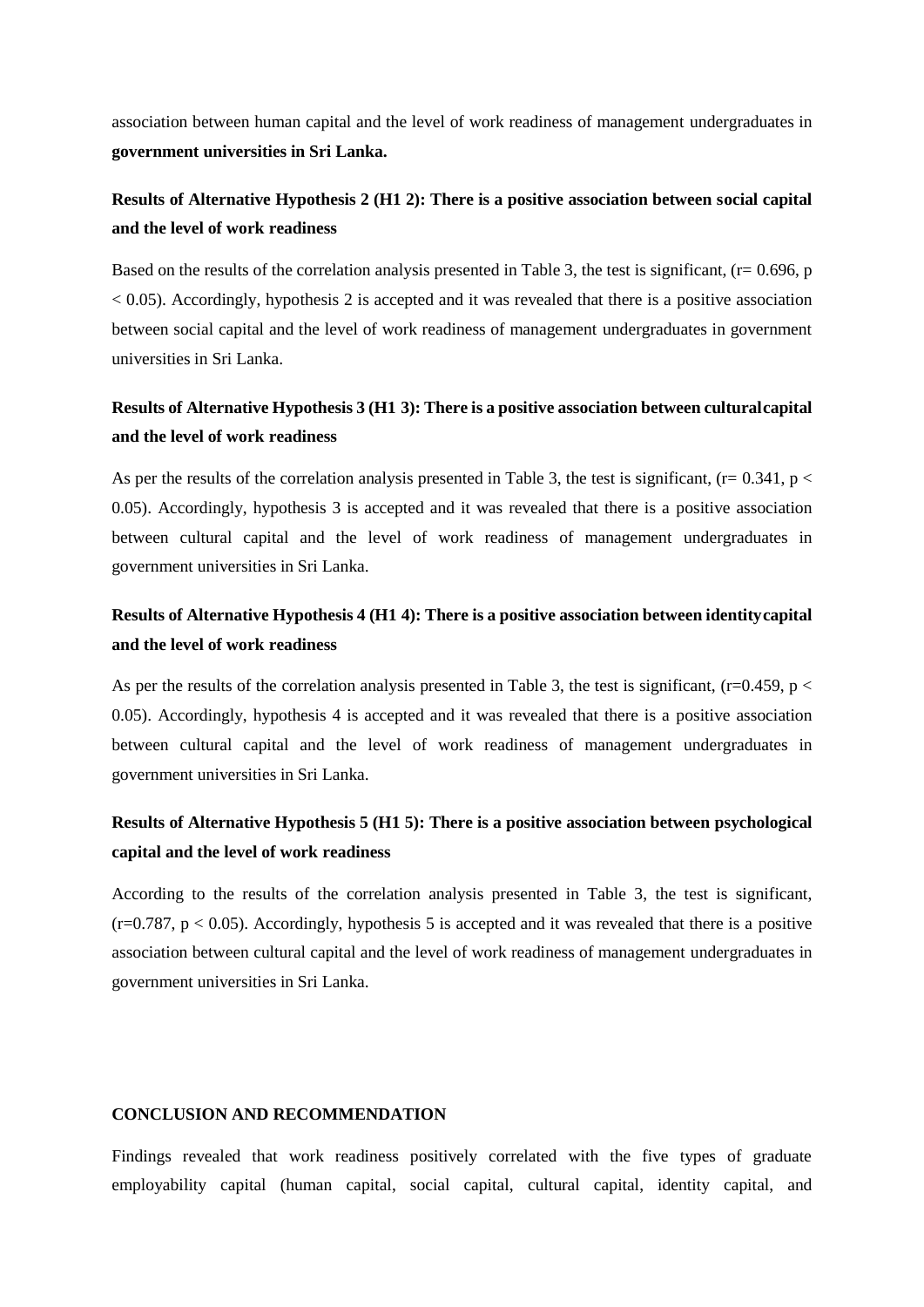association between human capital and the level of work readiness of management undergraduates in **government universities in Sri Lanka.**

### Results of Alternative Hypothesis 2 (H1 2): There is a positive association between social capital and the level of work readiness

Based on the results of the correlation analysis presented in Table 3, the test is significant, ($r = 0.696$, $p < 0.05$). Accordingly, hypothesis 2 is accepted and it was revealed that there is a positive association between social capital and the level of work readiness of management undergraduates in government universities in Sri Lanka.

### Results of Alternative Hypothesis 3 (H1 3): There is a positive association between cultural capital and the level of work readiness

As per the results of the correlation analysis presented in Table 3, the test is significant, ($r = 0.341$, $p < 0.05$). Accordingly, hypothesis 3 is accepted and it was revealed that there is a positive association between cultural capital and the level of work readiness of management undergraduates in government universities in Sri Lanka.

### Results of Alternative Hypothesis 4 (H1 4): There is a positive association between identity capital and the level of work readiness

As per the results of the correlation analysis presented in Table 3, the test is significant, ($r=0.459$, $p < 0.05$). Accordingly, hypothesis 4 is accepted and it was revealed that there is a positive association between cultural capital and the level of work readiness of management undergraduates in government universities in Sri Lanka.

### Results of Alternative Hypothesis 5 (H1 5): There is a positive association between psychological capital and the level of work readiness

According to the results of the correlation analysis presented in Table 3, the test is significant, ($r=0.787$, $p < 0.05$). Accordingly, hypothesis 5 is accepted and it was revealed that there is a positive association between cultural capital and the level of work readiness of management undergraduates in government universities in Sri Lanka.

## CONCLUSION AND RECOMMENDATION

Findings revealed that work readiness positively correlated with the five types of graduate employability capital (human capital, social capital, cultural capital, identity capital, and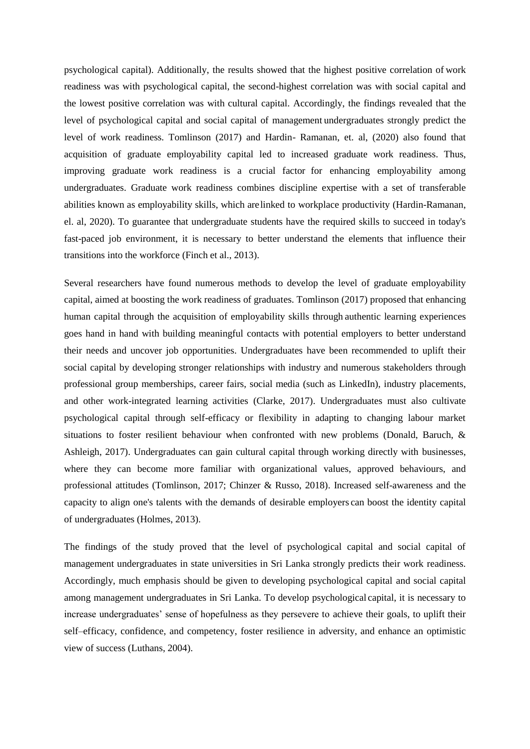psychological capital). Additionally, the results showed that the highest positive correlation of work readiness was with psychological capital, the second-highest correlation was with social capital and the lowest positive correlation was with cultural capital. Accordingly, the findings revealed that the level of psychological capital and social capital of management undergraduates strongly predict the level of work readiness. Tomlinson (2017) and Hardin- Ramanan, et. al, (2020) also found that acquisition of graduate employability capital led to increased graduate work readiness. Thus, improving graduate work readiness is a crucial factor for enhancing employability among undergraduates. Graduate work readiness combines discipline expertise with a set of transferable abilities known as employability skills, which are linked to workplace productivity (Hardin-Ramanan, el. al, 2020). To guarantee that undergraduate students have the required skills to succeed in today's fast-paced job environment, it is necessary to better understand the elements that influence their transitions into the workforce (Finch et al., 2013).

Several researchers have found numerous methods to develop the level of graduate employability capital, aimed at boosting the work readiness of graduates. Tomlinson (2017) proposed that enhancing human capital through the acquisition of employability skills through authentic learning experiences goes hand in hand with building meaningful contacts with potential employers to better understand their needs and uncover job opportunities. Undergraduates have been recommended to uplift their social capital by developing stronger relationships with industry and numerous stakeholders through professional group memberships, career fairs, social media (such as LinkedIn), industry placements, and other work-integrated learning activities (Clarke, 2017). Undergraduates must also cultivate psychological capital through self-efficacy or flexibility in adapting to changing labour market situations to foster resilient behaviour when confronted with new problems (Donald, Baruch, & Ashleigh, 2017). Undergraduates can gain cultural capital through working directly with businesses, where they can become more familiar with organizational values, approved behaviours, and professional attitudes (Tomlinson, 2017; Chinzer & Russo, 2018). Increased self-awareness and the capacity to align one's talents with the demands of desirable employers can boost the identity capital of undergraduates (Holmes, 2013).

The findings of the study proved that the level of psychological capital and social capital of management undergraduates in state universities in Sri Lanka strongly predicts their work readiness. Accordingly, much emphasis should be given to developing psychological capital and social capital among management undergraduates in Sri Lanka. To develop psychological capital, it is necessary to increase undergraduates' sense of hopefulness as they persevere to achieve their goals, to uplift their self–efficacy, confidence, and competency, foster resilience in adversity, and enhance an optimistic view of success (Luthans, 2004).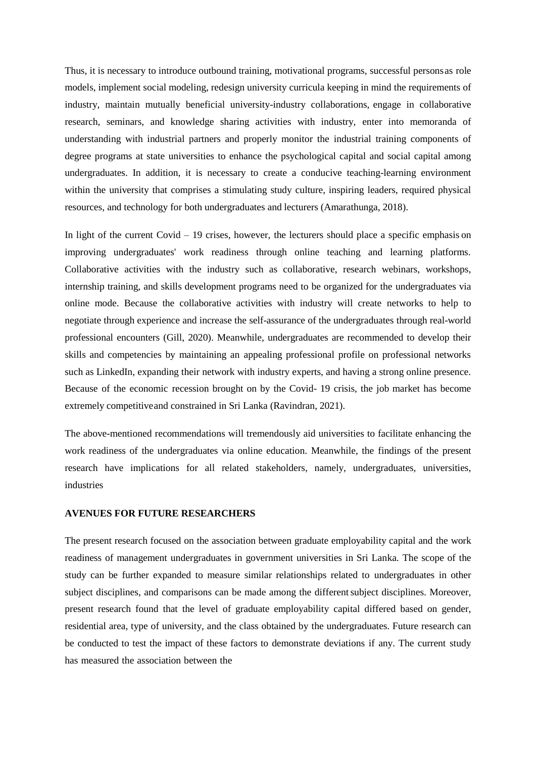Thus, it is necessary to introduce outbound training, motivational programs, successful persons as role models, implement social modeling, redesign university curricula keeping in mind the requirements of industry, maintain mutually beneficial university-industry collaborations, engage in collaborative research, seminars, and knowledge sharing activities with industry, enter into memoranda of understanding with industrial partners and properly monitor the industrial training components of degree programs at state universities to enhance the psychological capital and social capital among undergraduates. In addition, it is necessary to create a conducive teaching-learning environment within the university that comprises a stimulating study culture, inspiring leaders, required physical resources, and technology for both undergraduates and lecturers (Amarathunga, 2018).

In light of the current Covid – 19 crises, however, the lecturers should place a specific emphasis on improving undergraduates' work readiness through online teaching and learning platforms. Collaborative activities with the industry such as collaborative, research webinars, workshops, internship training, and skills development programs need to be organized for the undergraduates via online mode. Because the collaborative activities with industry will create networks to help to negotiate through experience and increase the self-assurance of the undergraduates through real-world professional encounters (Gill, 2020). Meanwhile, undergraduates are recommended to develop their skills and competencies by maintaining an appealing professional profile on professional networks such as LinkedIn, expanding their network with industry experts, and having a strong online presence. Because of the economic recession brought on by the Covid- 19 crisis, the job market has become extremely competitive and constrained in Sri Lanka (Ravindran, 2021).

The above-mentioned recommendations will tremendously aid universities to facilitate enhancing the work readiness of the undergraduates via online education. Meanwhile, the findings of the present research have implications for all related stakeholders, namely, undergraduates, universities, industries

**AVENUES FOR FUTURE RESEARCHERS**

The present research focused on the association between graduate employability capital and the work readiness of management undergraduates in government universities in Sri Lanka. The scope of the study can be further expanded to measure similar relationships related to undergraduates in other subject disciplines, and comparisons can be made among the different subject disciplines. Moreover, present research found that the level of graduate employability capital differed based on gender, residential area, type of university, and the class obtained by the undergraduates. Future research can be conducted to test the impact of these factors to demonstrate deviations if any. The current study has measured the association between the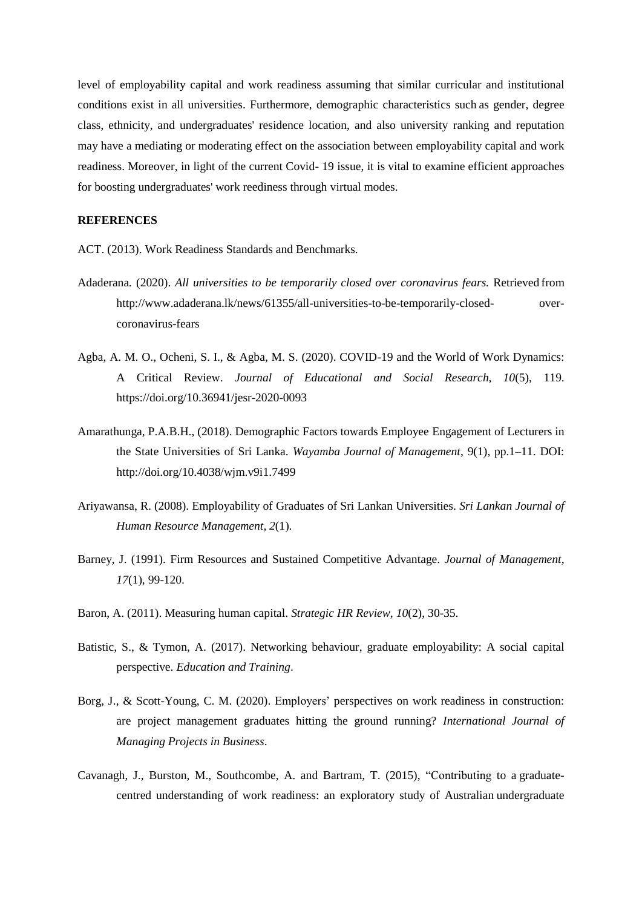level of employability capital and work readiness assuming that similar curricular and institutional conditions exist in all universities. Furthermore, demographic characteristics such as gender, degree class, ethnicity, and undergraduates' residence location, and also university ranking and reputation may have a mediating or moderating effect on the association between employability capital and work readiness. Moreover, in light of the current Covid- 19 issue, it is vital to examine efficient approaches for boosting undergraduates' work reediness through virtual modes.

**REFERENCES**

ACT. (2013). Work Readiness Standards and Benchmarks.

Adaderana. (2020). *All universities to be temporarily closed over coronavirus fears.* Retrieved from http://www.adaderana.lk/news/61355/all-universities-to-be-temporarily-closed-over-coronavirus-fears

Agba, A. M. O., Ocheni, S. I., & Agba, M. S. (2020). COVID-19 and the World of Work Dynamics: A Critical Review. *Journal of Educational and Social Research*, *10*(5), 119. https://doi.org/10.36941/jesr-2020-0093

Amarathunga, P.A.B.H., (2018). Demographic Factors towards Employee Engagement of Lecturers in the State Universities of Sri Lanka. *Wayamba Journal of Management*, 9(1), pp.1–11. DOI: http://doi.org/10.4038/wjm.v9i1.7499

Ariyawansa, R. (2008). Employability of Graduates of Sri Lankan Universities. *Sri Lankan Journal of Human Resource Management, 2*(1).

Barney, J. (1991). Firm Resources and Sustained Competitive Advantage. *Journal of Management*, *17*(1), 99-120.

Baron, A. (2011). Measuring human capital. *Strategic HR Review, 10*(2), 30-35.

Batistic, S., & Tymon, A. (2017). Networking behaviour, graduate employability: A social capital perspective. *Education and Training*.

Borg, J., & Scott-Young, C. M. (2020). Employers' perspectives on work readiness in construction: are project management graduates hitting the ground running? *International Journal of Managing Projects in Business*.

Cavanagh, J., Burston, M., Southcombe, A. and Bartram, T. (2015), "Contributing to a graduate-centred understanding of work readiness: an exploratory study of Australian undergraduate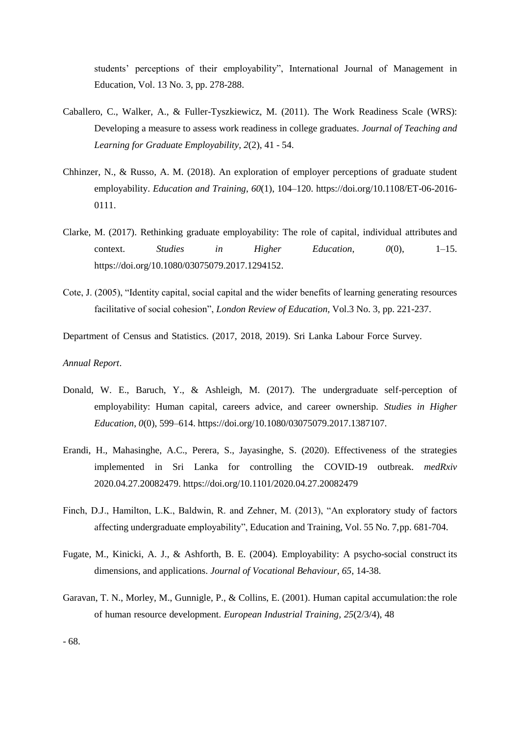students' perceptions of their employability", International Journal of Management in Education, Vol. 13 No. 3, pp. 278-288.

Caballero, C., Walker, A., & Fuller-Tyszkiewicz, M. (2011). The Work Readiness Scale (WRS): Developing a measure to assess work readiness in college graduates. *Journal of Teaching and Learning for Graduate Employability, 2*(2), 41 - 54.

Chhinzer, N., & Russo, A. M. (2018). An exploration of employer perceptions of graduate student employability. *Education and Training, 60*(1), 104–120. https://doi.org/10.1108/ET-06-2016-0111.

Clarke, M. (2017). Rethinking graduate employability: The role of capital, individual attributes and context. *Studies in Higher Education, 0*(0), 1–15. https://doi.org/10.1080/03075079.2017.1294152.

Cote, J. (2005), "Identity capital, social capital and the wider benefits of learning generating resources facilitative of social cohesion", *London Review of Education,* Vol.3 No. 3, pp. 221-237.

Department of Census and Statistics. (2017, 2018, 2019). Sri Lanka Labour Force Survey.

*Annual Report*.

Donald, W. E., Baruch, Y., & Ashleigh, M. (2017). The undergraduate self-perception of employability: Human capital, careers advice, and career ownership. *Studies in Higher Education*, *0*(0), 599–614. https://doi.org/10.1080/03075079.2017.1387107.

Erandi, H., Mahasinghe, A.C., Perera, S., Jayasinghe, S. (2020). Effectiveness of the strategies implemented in Sri Lanka for controlling the COVID-19 outbreak. *medRxiv* 2020.04.27.20082479. https://doi.org/10.1101/2020.04.27.20082479

Finch, D.J., Hamilton, L.K., Baldwin, R. and Zehner, M. (2013), "An exploratory study of factors affecting undergraduate employability", Education and Training, Vol. 55 No. 7, pp. 681-704.

Fugate, M., Kinicki, A. J., & Ashforth, B. E. (2004). Employability: A psycho-social construct its dimensions, and applications. *Journal of Vocational Behaviour, 65*, 14-38.

Garavan, T. N., Morley, M., Gunnigle, P., & Collins, E. (2001). Human capital accumulation: the role of human resource development. *European Industrial Training, 25*(2/3/4), 48

- 68.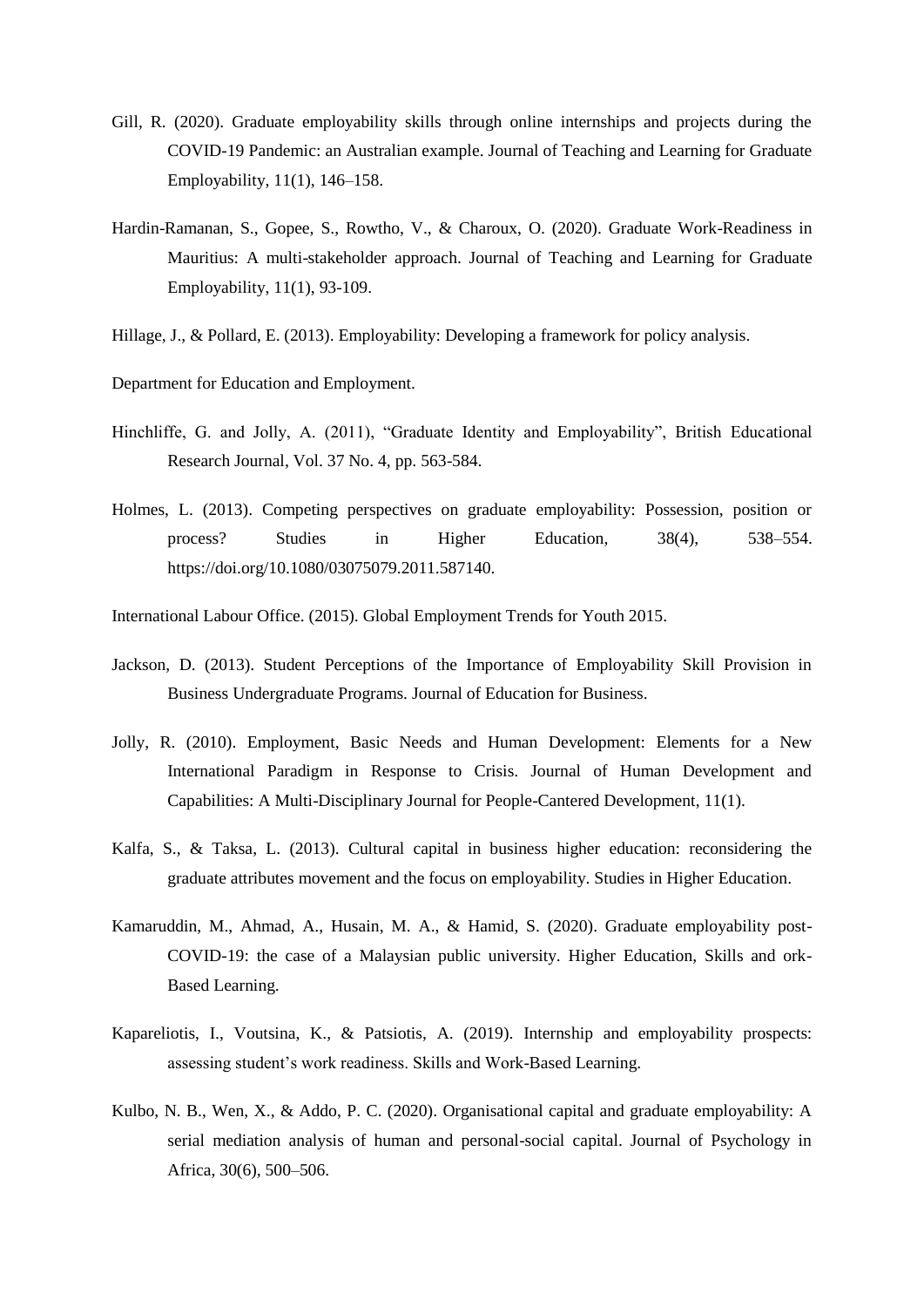Gill, R. (2020). Graduate employability skills through online internships and projects during the COVID-19 Pandemic: an Australian example. Journal of Teaching and Learning for Graduate Employability, 11(1), 146–158.

Hardin-Ramanan, S., Gopee, S., Rowtho, V., & Charoux, O. (2020). Graduate Work-Readiness in Mauritius: A multi-stakeholder approach. Journal of Teaching and Learning for Graduate Employability, 11(1), 93-109.

Hillage, J., & Pollard, E. (2013). Employability: Developing a framework for policy analysis.

Department for Education and Employment.

Hinchliffe, G. and Jolly, A. (2011), "Graduate Identity and Employability", British Educational Research Journal, Vol. 37 No. 4, pp. 563-584.

Holmes, L. (2013). Competing perspectives on graduate employability: Possession, position or process? Studies in Higher Education, 38(4), 538–554. https://doi.org/10.1080/03075079.2011.587140.

International Labour Office. (2015). Global Employment Trends for Youth 2015.

Jackson, D. (2013). Student Perceptions of the Importance of Employability Skill Provision in Business Undergraduate Programs. Journal of Education for Business.

Jolly, R. (2010). Employment, Basic Needs and Human Development: Elements for a New International Paradigm in Response to Crisis. Journal of Human Development and Capabilities: A Multi-Disciplinary Journal for People-Cantered Development, 11(1).

Kalfa, S., & Taksa, L. (2013). Cultural capital in business higher education: reconsidering the graduate attributes movement and the focus on employability. Studies in Higher Education.

Kamaruddin, M., Ahmad, A., Husain, M. A., & Hamid, S. (2020). Graduate employability post-COVID-19: the case of a Malaysian public university. Higher Education, Skills and ork-Based Learning.

Kapareliotis, I., Voutsina, K., & Patsiotis, A. (2019). Internship and employability prospects: assessing student's work readiness. Skills and Work-Based Learning.

Kulbo, N. B., Wen, X., & Addo, P. C. (2020). Organisational capital and graduate employability: A serial mediation analysis of human and personal-social capital. Journal of Psychology in Africa, 30(6), 500–506.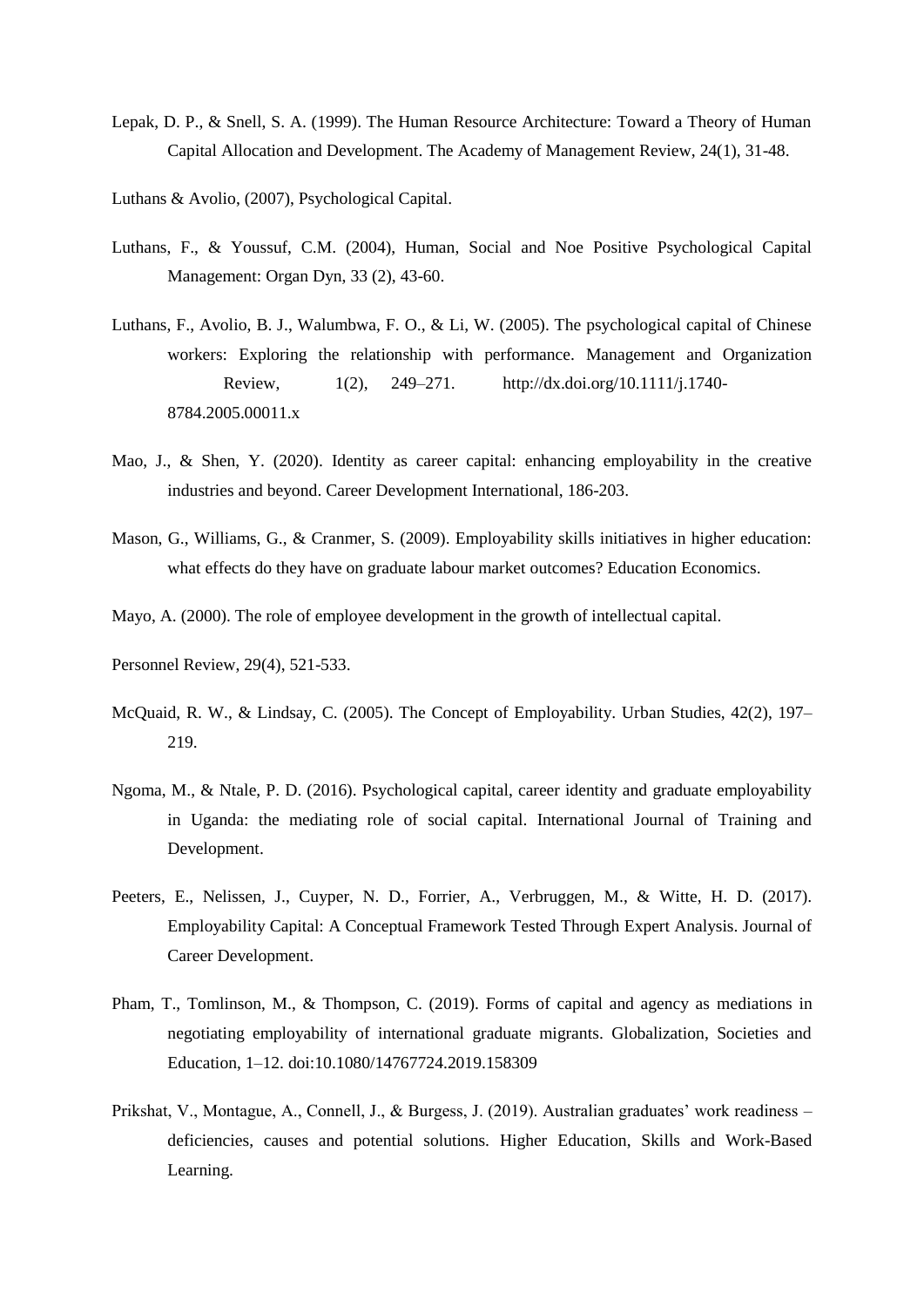Lepak, D. P., & Snell, S. A. (1999). The Human Resource Architecture: Toward a Theory of Human Capital Allocation and Development. The Academy of Management Review, 24(1), 31-48.

Luthans & Avolio, (2007), Psychological Capital.

Luthans, F., & Youssuf, C.M. (2004), Human, Social and Noe Positive Psychological Capital Management: Organ Dyn, 33 (2), 43-60.

Luthans, F., Avolio, B. J., Walumbwa, F. O., & Li, W. (2005). The psychological capital of Chinese workers: Exploring the relationship with performance. Management and Organization Review, 1(2), 249–271. http://dx.doi.org/10.1111/j.1740-8784.2005.00011.x

Mao, J., & Shen, Y. (2020). Identity as career capital: enhancing employability in the creative industries and beyond. Career Development International, 186-203.

Mason, G., Williams, G., & Cranmer, S. (2009). Employability skills initiatives in higher education: what effects do they have on graduate labour market outcomes? Education Economics.

Mayo, A. (2000). The role of employee development in the growth of intellectual capital.

Personnel Review, 29(4), 521-533.

McQuaid, R. W., & Lindsay, C. (2005). The Concept of Employability. Urban Studies, 42(2), 197–219.

Ngoma, M., & Ntale, P. D. (2016). Psychological capital, career identity and graduate employability in Uganda: the mediating role of social capital. International Journal of Training and Development.

Peeters, E., Nelissen, J., Cuyper, N. D., Forrier, A., Verbruggen, M., & Witte, H. D. (2017). Employability Capital: A Conceptual Framework Tested Through Expert Analysis. Journal of Career Development.

Pham, T., Tomlinson, M., & Thompson, C. (2019). Forms of capital and agency as mediations in negotiating employability of international graduate migrants. Globalization, Societies and Education, 1–12. doi:10.1080/14767724.2019.158309

Prikshat, V., Montague, A., Connell, J., & Burgess, J. (2019). Australian graduates' work readiness – deficiencies, causes and potential solutions. Higher Education, Skills and Work-Based Learning.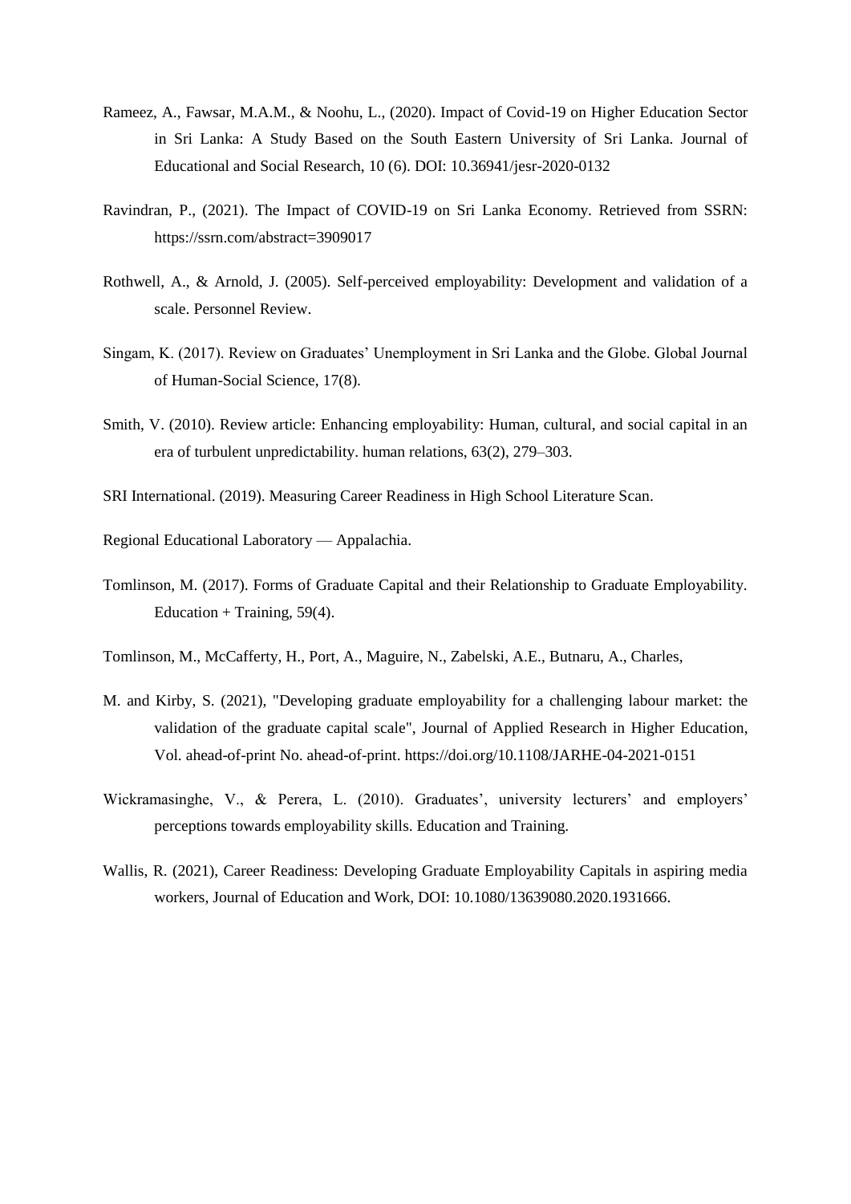Rameez, A., Fawsar, M.A.M., & Noohu, L., (2020). Impact of Covid-19 on Higher Education Sector in Sri Lanka: A Study Based on the South Eastern University of Sri Lanka. Journal of Educational and Social Research, 10 (6). DOI: 10.36941/jesr-2020-0132

Ravindran, P., (2021). The Impact of COVID-19 on Sri Lanka Economy. Retrieved from SSRN: https://ssrn.com/abstract=3909017

Rothwell, A., & Arnold, J. (2005). Self-perceived employability: Development and validation of a scale. Personnel Review.

Singam, K. (2017). Review on Graduates' Unemployment in Sri Lanka and the Globe. Global Journal of Human-Social Science, 17(8).

Smith, V. (2010). Review article: Enhancing employability: Human, cultural, and social capital in an era of turbulent unpredictability. human relations, 63(2), 279–303.

SRI International. (2019). Measuring Career Readiness in High School Literature Scan.

Regional Educational Laboratory — Appalachia.

Tomlinson, M. (2017). Forms of Graduate Capital and their Relationship to Graduate Employability. Education + Training, 59(4).

Tomlinson, M., McCafferty, H., Port, A., Maguire, N., Zabelski, A.E., Butnaru, A., Charles,

M. and Kirby, S. (2021), "Developing graduate employability for a challenging labour market: the validation of the graduate capital scale", Journal of Applied Research in Higher Education, Vol. ahead-of-print No. ahead-of-print. https://doi.org/10.1108/JARHE-04-2021-0151

Wickramasinghe, V., & Perera, L. (2010). Graduates', university lecturers' and employers' perceptions towards employability skills. Education and Training.

Wallis, R. (2021), Career Readiness: Developing Graduate Employability Capitals in aspiring media workers, Journal of Education and Work, DOI: 10.1080/13639080.2020.1931666.